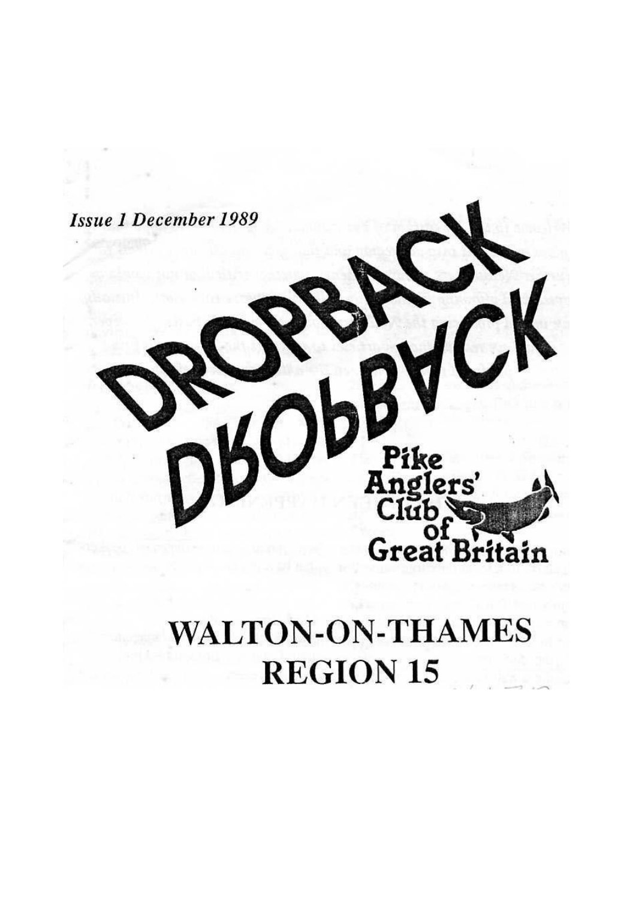*Issue 1 December 1989*

# DROPBACK

Pike Anglers' Club of Great Britain

## WALTON-ON-THAMES
## REGION 15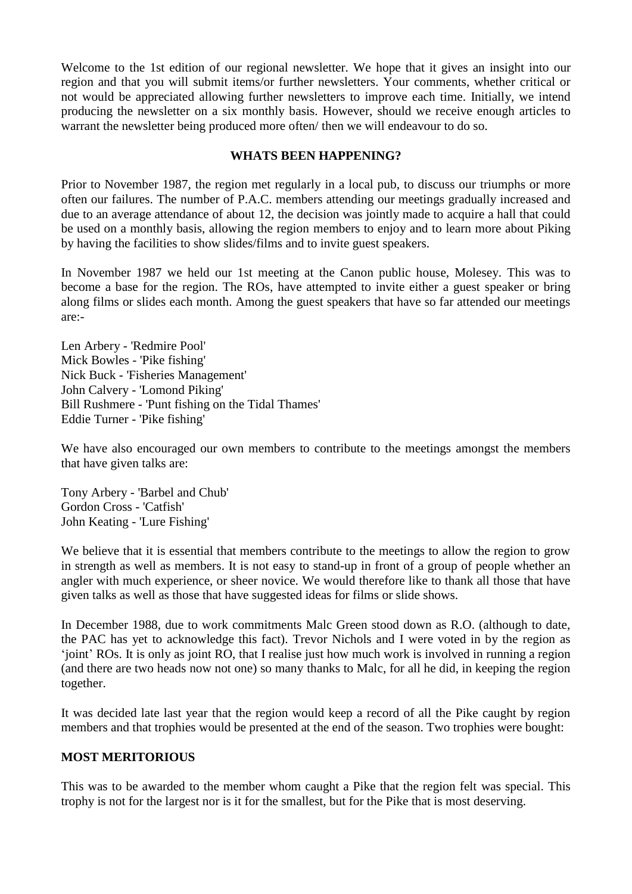Welcome to the 1st edition of our regional newsletter. We hope that it gives an insight into our region and that you will submit items/or further newsletters. Your comments, whether critical or not would be appreciated allowing further newsletters to improve each time. Initially, we intend producing the newsletter on a six monthly basis. However, should we receive enough articles to warrant the newsletter being produced more often/ then we will endeavour to do so.

## WHATS BEEN HAPPENING?

Prior to November 1987, the region met regularly in a local pub, to discuss our triumphs or more often our failures. The number of P.A.C. members attending our meetings gradually increased and due to an average attendance of about 12, the decision was jointly made to acquire a hall that could be used on a monthly basis, allowing the region members to enjoy and to learn more about Piking by having the facilities to show slides/films and to invite guest speakers.

In November 1987 we held our 1st meeting at the Canon public house, Molesey. This was to become a base for the region. The ROs, have attempted to invite either a guest speaker or bring along films or slides each month. Among the guest speakers that have so far attended our meetings are:-

Len Arbery - 'Redmire Pool'
Mick Bowles - 'Pike fishing'
Nick Buck - 'Fisheries Management'
John Calvery - 'Lomond Piking'
Bill Rushmere - 'Punt fishing on the Tidal Thames'
Eddie Turner - 'Pike fishing'

We have also encouraged our own members to contribute to the meetings amongst the members that have given talks are:

Tony Arbery - 'Barbel and Chub'
Gordon Cross - 'Catfish'
John Keating - 'Lure Fishing'

We believe that it is essential that members contribute to the meetings to allow the region to grow in strength as well as members. It is not easy to stand-up in front of a group of people whether an angler with much experience, or sheer novice. We would therefore like to thank all those that have given talks as well as those that have suggested ideas for films or slide shows.

In December 1988, due to work commitments Malc Green stood down as R.O. (although to date, the PAC has yet to acknowledge this fact). Trevor Nichols and I were voted in by the region as 'joint' ROs. It is only as joint RO, that I realise just how much work is involved in running a region (and there are two heads now not one) so many thanks to Malc, for all he did, in keeping the region together.

It was decided late last year that the region would keep a record of all the Pike caught by region members and that trophies would be presented at the end of the season. Two trophies were bought:

### MOST MERITORIOUS

This was to be awarded to the member whom caught a Pike that the region felt was special. This trophy is not for the largest nor is it for the smallest, but for the Pike that is most deserving.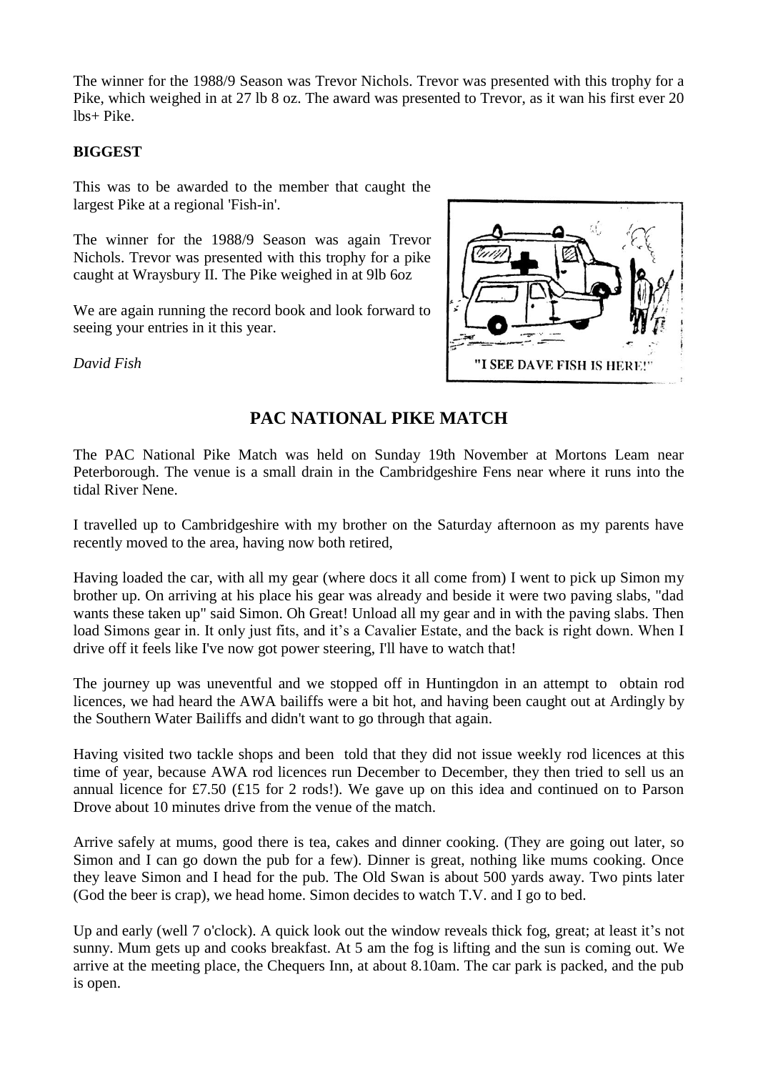The winner for the 1988/9 Season was Trevor Nichols. Trevor was presented with this trophy for a Pike, which weighed in at 27 lb 8 oz. The award was presented to Trevor, as it wan his first ever 20 lbs+ Pike.

**BIGGEST**

This was to be awarded to the member that caught the largest Pike at a regional 'Fish-in'.

The winner for the 1988/9 Season was again Trevor Nichols. Trevor was presented with this trophy for a pike caught at Wraysbury II. The Pike weighed in at 9lb 6oz

We are again running the record book and look forward to seeing your entries in it this year.

*David Fish*

"I SEE DAVE FISH IS HERE!"

## PAC NATIONAL PIKE MATCH

The PAC National Pike Match was held on Sunday 19th November at Mortons Leam near Peterborough. The venue is a small drain in the Cambridgeshire Fens near where it runs into the tidal River Nene.

I travelled up to Cambridgeshire with my brother on the Saturday afternoon as my parents have recently moved to the area, having now both retired,

Having loaded the car, with all my gear (where docs it all come from) I went to pick up Simon my brother up. On arriving at his place his gear was already and beside it were two paving slabs, "dad wants these taken up" said Simon. Oh Great! Unload all my gear and in with the paving slabs. Then load Simons gear in. It only just fits, and it's a Cavalier Estate, and the back is right down. When I drive off it feels like I've now got power steering, I'll have to watch that!

The journey up was uneventful and we stopped off in Huntingdon in an attempt to obtain rod licences, we had heard the AWA bailiffs were a bit hot, and having been caught out at Ardingly by the Southern Water Bailiffs and didn't want to go through that again.

Having visited two tackle shops and been told that they did not issue weekly rod licences at this time of year, because AWA rod licences run December to December, they then tried to sell us an annual licence for £7.50 (£15 for 2 rods!). We gave up on this idea and continued on to Parson Drove about 10 minutes drive from the venue of the match.

Arrive safely at mums, good there is tea, cakes and dinner cooking. (They are going out later, so Simon and I can go down the pub for a few). Dinner is great, nothing like mums cooking. Once they leave Simon and I head for the pub. The Old Swan is about 500 yards away. Two pints later (God the beer is crap), we head home. Simon decides to watch T.V. and I go to bed.

Up and early (well 7 o'clock). A quick look out the window reveals thick fog, great; at least it's not sunny. Mum gets up and cooks breakfast. At 5 am the fog is lifting and the sun is coming out. We arrive at the meeting place, the Chequers Inn, at about 8.10am. The car park is packed, and the pub is open.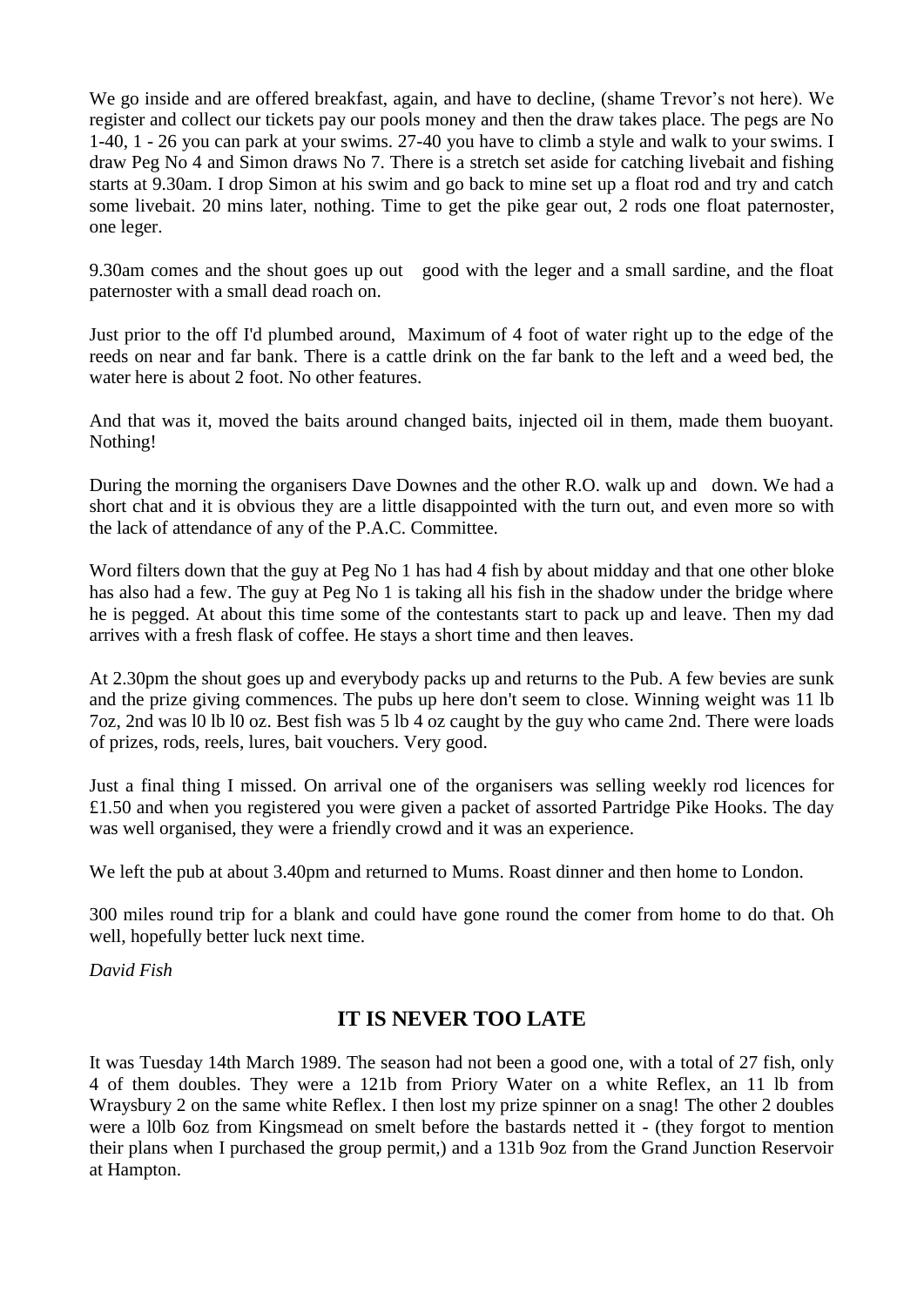We go inside and are offered breakfast, again, and have to decline, (shame Trevor's not here). We register and collect our tickets pay our pools money and then the draw takes place. The pegs are No 1-40, 1 - 26 you can park at your swims. 27-40 you have to climb a style and walk to your swims. I draw Peg No 4 and Simon draws No 7. There is a stretch set aside for catching livebait and fishing starts at 9.30am. I drop Simon at his swim and go back to mine set up a float rod and try and catch some livebait. 20 mins later, nothing. Time to get the pike gear out, 2 rods one float paternoster, one leger.

9.30am comes and the shout goes up out good with the leger and a small sardine, and the float paternoster with a small dead roach on.

Just prior to the off I'd plumbed around, Maximum of 4 foot of water right up to the edge of the reeds on near and far bank. There is a cattle drink on the far bank to the left and a weed bed, the water here is about 2 foot. No other features.

And that was it, moved the baits around changed baits, injected oil in them, made them buoyant. Nothing!

During the morning the organisers Dave Downes and the other R.O. walk up and down. We had a short chat and it is obvious they are a little disappointed with the turn out, and even more so with the lack of attendance of any of the P.A.C. Committee.

Word filters down that the guy at Peg No 1 has had 4 fish by about midday and that one other bloke has also had a few. The guy at Peg No 1 is taking all his fish in the shadow under the bridge where he is pegged. At about this time some of the contestants start to pack up and leave. Then my dad arrives with a fresh flask of coffee. He stays a short time and then leaves.

At 2.30pm the shout goes up and everybody packs up and returns to the Pub. A few bevies are sunk and the prize giving commences. The pubs up here don't seem to close. Winning weight was 11 lb 7oz, 2nd was l0 lb l0 oz. Best fish was 5 lb 4 oz caught by the guy who came 2nd. There were loads of prizes, rods, reels, lures, bait vouchers. Very good.

Just a final thing I missed. On arrival one of the organisers was selling weekly rod licences for £1.50 and when you registered you were given a packet of assorted Partridge Pike Hooks. The day was well organised, they were a friendly crowd and it was an experience.

We left the pub at about 3.40pm and returned to Mums. Roast dinner and then home to London.

300 miles round trip for a blank and could have gone round the comer from home to do that. Oh well, hopefully better luck next time.

*David Fish*

## IT IS NEVER TOO LATE

It was Tuesday 14th March 1989. The season had not been a good one, with a total of 27 fish, only 4 of them doubles. They were a 121b from Priory Water on a white Reflex, an 11 lb from Wraysbury 2 on the same white Reflex. I then lost my prize spinner on a snag! The other 2 doubles were a l0lb 6oz from Kingsmead on smelt before the bastards netted it - (they forgot to mention their plans when I purchased the group permit,) and a 131b 9oz from the Grand Junction Reservoir at Hampton.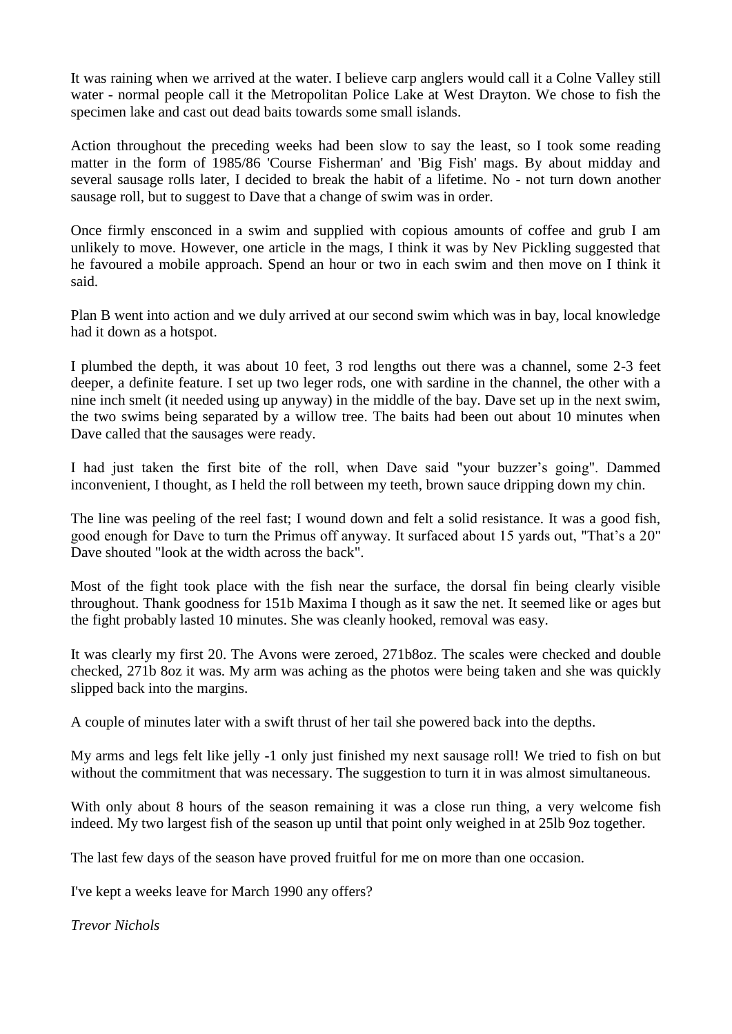It was raining when we arrived at the water. I believe carp anglers would call it a Colne Valley still water - normal people call it the Metropolitan Police Lake at West Drayton. We chose to fish the specimen lake and cast out dead baits towards some small islands.

Action throughout the preceding weeks had been slow to say the least, so I took some reading matter in the form of 1985/86 'Course Fisherman' and 'Big Fish' mags. By about midday and several sausage rolls later, I decided to break the habit of a lifetime. No - not turn down another sausage roll, but to suggest to Dave that a change of swim was in order.

Once firmly ensconced in a swim and supplied with copious amounts of coffee and grub I am unlikely to move. However, one article in the mags, I think it was by Nev Pickling suggested that he favoured a mobile approach. Spend an hour or two in each swim and then move on I think it said.

Plan B went into action and we duly arrived at our second swim which was in bay, local knowledge had it down as a hotspot.

I plumbed the depth, it was about 10 feet, 3 rod lengths out there was a channel, some 2-3 feet deeper, a definite feature. I set up two leger rods, one with sardine in the channel, the other with a nine inch smelt (it needed using up anyway) in the middle of the bay. Dave set up in the next swim, the two swims being separated by a willow tree. The baits had been out about 10 minutes when Dave called that the sausages were ready.

I had just taken the first bite of the roll, when Dave said "your buzzer's going". Dammed inconvenient, I thought, as I held the roll between my teeth, brown sauce dripping down my chin.

The line was peeling of the reel fast; I wound down and felt a solid resistance. It was a good fish, good enough for Dave to turn the Primus off anyway. It surfaced about 15 yards out, "That's a 20" Dave shouted "look at the width across the back".

Most of the fight took place with the fish near the surface, the dorsal fin being clearly visible throughout. Thank goodness for 151b Maxima I though as it saw the net. It seemed like or ages but the fight probably lasted 10 minutes. She was cleanly hooked, removal was easy.

It was clearly my first 20. The Avons were zeroed, 271b8oz. The scales were checked and double checked, 271b 8oz it was. My arm was aching as the photos were being taken and she was quickly slipped back into the margins.

A couple of minutes later with a swift thrust of her tail she powered back into the depths.

My arms and legs felt like jelly -1 only just finished my next sausage roll! We tried to fish on but without the commitment that was necessary. The suggestion to turn it in was almost simultaneous.

With only about 8 hours of the season remaining it was a close run thing, a very welcome fish indeed. My two largest fish of the season up until that point only weighed in at 25lb 9oz together.

The last few days of the season have proved fruitful for me on more than one occasion.

I've kept a weeks leave for March 1990 any offers?

*Trevor Nichols*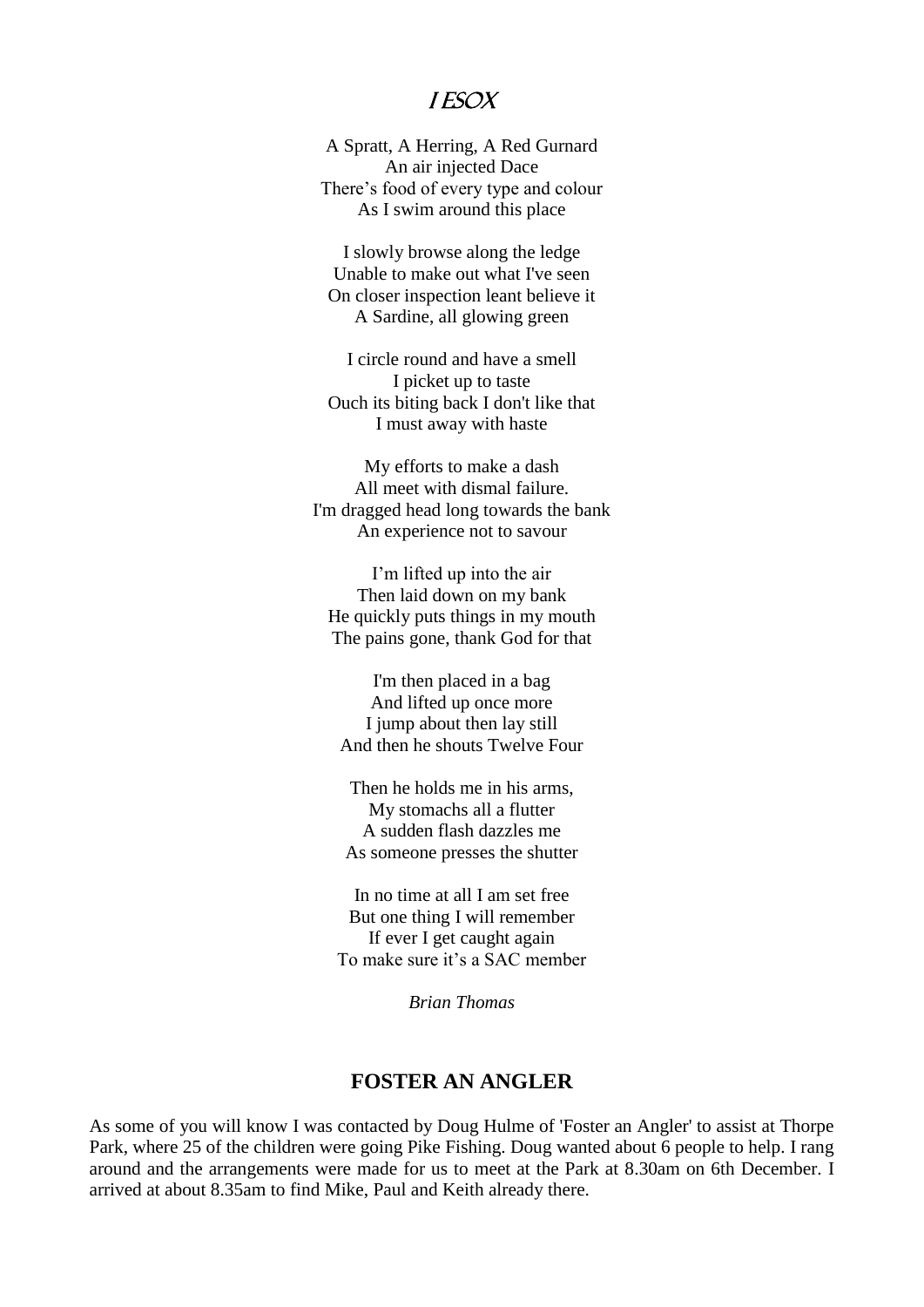# I ESOX

A Spratt, A Herring, A Red Gurnard  
An air injected Dace  
There's food of every type and colour  
As I swim around this place

I slowly browse along the ledge  
Unable to make out what I've seen  
On closer inspection leant believe it  
A Sardine, all glowing green

I circle round and have a smell  
I picket up to taste  
Ouch its biting back I don't like that  
I must away with haste

My efforts to make a dash  
All meet with dismal failure.  
I'm dragged head long towards the bank  
An experience not to savour

I'm lifted up into the air  
Then laid down on my bank  
He quickly puts things in my mouth  
The pains gone, thank God for that

I'm then placed in a bag  
And lifted up once more  
I jump about then lay still  
And then he shouts Twelve Four

Then he holds me in his arms,  
My stomachs all a flutter  
A sudden flash dazzles me  
As someone presses the shutter

In no time at all I am set free  
But one thing I will remember  
If ever I get caught again  
To make sure it's a SAC member

*Brian Thomas*

## FOSTER AN ANGLER

As some of you will know I was contacted by Doug Hulme of 'Foster an Angler' to assist at Thorpe Park, where 25 of the children were going Pike Fishing. Doug wanted about 6 people to help. I rang around and the arrangements were made for us to meet at the Park at 8.30am on 6th December. I arrived at about 8.35am to find Mike, Paul and Keith already there.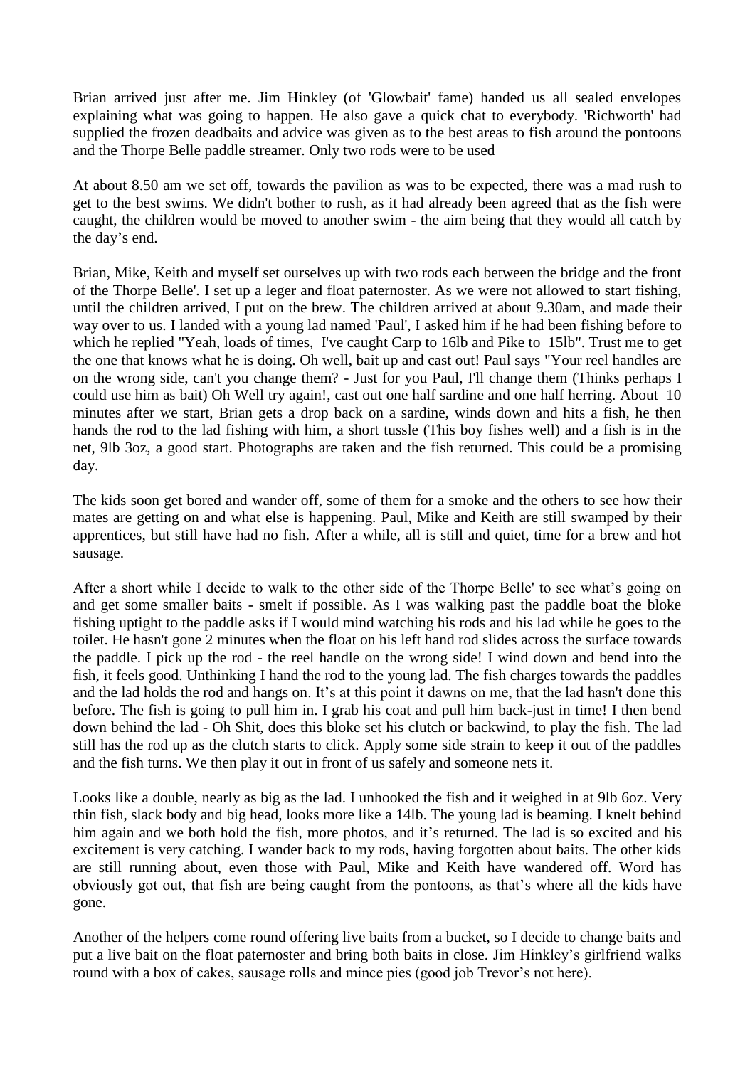Brian arrived just after me. Jim Hinkley (of 'Glowbait' fame) handed us all sealed envelopes explaining what was going to happen. He also gave a quick chat to everybody. 'Richworth' had supplied the frozen deadbaits and advice was given as to the best areas to fish around the pontoons and the Thorpe Belle paddle streamer. Only two rods were to be used

At about 8.50 am we set off, towards the pavilion as was to be expected, there was a mad rush to get to the best swims. We didn't bother to rush, as it had already been agreed that as the fish were caught, the children would be moved to another swim - the aim being that they would all catch by the day's end.

Brian, Mike, Keith and myself set ourselves up with two rods each between the bridge and the front of the Thorpe Belle'. I set up a leger and float paternoster. As we were not allowed to start fishing, until the children arrived, I put on the brew. The children arrived at about 9.30am, and made their way over to us. I landed with a young lad named 'Paul', I asked him if he had been fishing before to which he replied "Yeah, loads of times, I've caught Carp to 16lb and Pike to 15lb". Trust me to get the one that knows what he is doing. Oh well, bait up and cast out! Paul says "Your reel handles are on the wrong side, can't you change them? - Just for you Paul, I'll change them (Thinks perhaps I could use him as bait) Oh Well try again!, cast out one half sardine and one half herring. About 10 minutes after we start, Brian gets a drop back on a sardine, winds down and hits a fish, he then hands the rod to the lad fishing with him, a short tussle (This boy fishes well) and a fish is in the net, 9lb 3oz, a good start. Photographs are taken and the fish returned. This could be a promising day.

The kids soon get bored and wander off, some of them for a smoke and the others to see how their mates are getting on and what else is happening. Paul, Mike and Keith are still swamped by their apprentices, but still have had no fish. After a while, all is still and quiet, time for a brew and hot sausage.

After a short while I decide to walk to the other side of the Thorpe Belle' to see what's going on and get some smaller baits - smelt if possible. As I was walking past the paddle boat the bloke fishing uptight to the paddle asks if I would mind watching his rods and his lad while he goes to the toilet. He hasn't gone 2 minutes when the float on his left hand rod slides across the surface towards the paddle. I pick up the rod - the reel handle on the wrong side! I wind down and bend into the fish, it feels good. Unthinking I hand the rod to the young lad. The fish charges towards the paddles and the lad holds the rod and hangs on. It's at this point it dawns on me, that the lad hasn't done this before. The fish is going to pull him in. I grab his coat and pull him back-just in time! I then bend down behind the lad - Oh Shit, does this bloke set his clutch or backwind, to play the fish. The lad still has the rod up as the clutch starts to click. Apply some side strain to keep it out of the paddles and the fish turns. We then play it out in front of us safely and someone nets it.

Looks like a double, nearly as big as the lad. I unhooked the fish and it weighed in at 9lb 6oz. Very thin fish, slack body and big head, looks more like a 14lb. The young lad is beaming. I knelt behind him again and we both hold the fish, more photos, and it's returned. The lad is so excited and his excitement is very catching. I wander back to my rods, having forgotten about baits. The other kids are still running about, even those with Paul, Mike and Keith have wandered off. Word has obviously got out, that fish are being caught from the pontoons, as that's where all the kids have gone.

Another of the helpers come round offering live baits from a bucket, so I decide to change baits and put a live bait on the float paternoster and bring both baits in close. Jim Hinkley's girlfriend walks round with a box of cakes, sausage rolls and mince pies (good job Trevor's not here).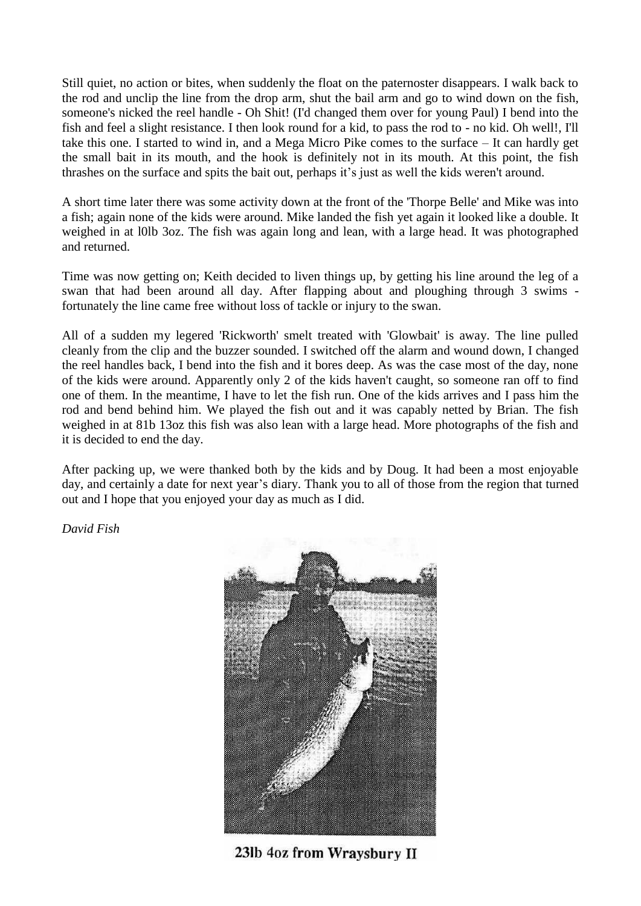Still quiet, no action or bites, when suddenly the float on the paternoster disappears. I walk back to the rod and unclip the line from the drop arm, shut the bail arm and go to wind down on the fish, someone's nicked the reel handle - Oh Shit! (I'd changed them over for young Paul) I bend into the fish and feel a slight resistance. I then look round for a kid, to pass the rod to - no kid. Oh well!, I'll take this one. I started to wind in, and a Mega Micro Pike comes to the surface – It can hardly get the small bait in its mouth, and the hook is definitely not in its mouth. At this point, the fish thrashes on the surface and spits the bait out, perhaps it's just as well the kids weren't around.

A short time later there was some activity down at the front of the 'Thorpe Belle' and Mike was into a fish; again none of the kids were around. Mike landed the fish yet again it looked like a double. It weighed in at l0lb 3oz. The fish was again long and lean, with a large head. It was photographed and returned.

Time was now getting on; Keith decided to liven things up, by getting his line around the leg of a swan that had been around all day. After flapping about and ploughing through 3 swims - fortunately the line came free without loss of tackle or injury to the swan.

All of a sudden my legered 'Rickworth' smelt treated with 'Glowbait' is away. The line pulled cleanly from the clip and the buzzer sounded. I switched off the alarm and wound down, I changed the reel handles back, I bend into the fish and it bores deep. As was the case most of the day, none of the kids were around. Apparently only 2 of the kids haven't caught, so someone ran off to find one of them. In the meantime, I have to let the fish run. One of the kids arrives and I pass him the rod and bend behind him. We played the fish out and it was capably netted by Brian. The fish weighed in at 81b 13oz this fish was also lean with a large head. More photographs of the fish and it is decided to end the day.

After packing up, we were thanked both by the kids and by Doug. It had been a most enjoyable day, and certainly a date for next year's diary. Thank you to all of those from the region that turned out and I hope that you enjoyed your day as much as I did.

*David Fish*

23lb 4oz from Wraysbury II